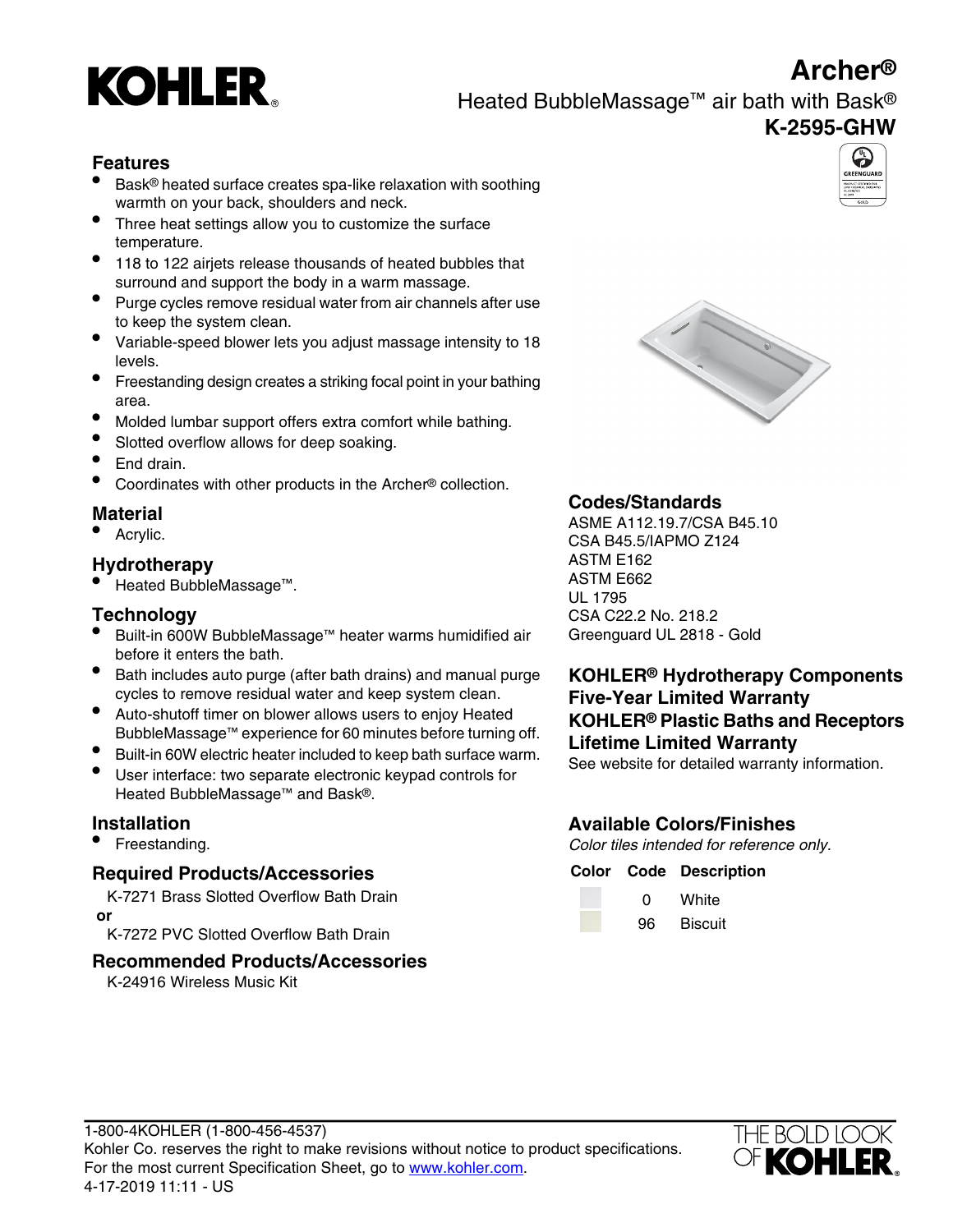# Archer®

## Heated BubbleMassage™ air bath with Bask®

## K-2595-GHW

### Features

- Bask® heated surface creates spa-like relaxation with soothing warmth on your back, shoulders and neck.
- Three heat settings allow you to customize the surface temperature.
- 118 to 122 airjets release thousands of heated bubbles that surround and support the body in a warm massage.
- Purge cycles remove residual water from air channels after use to keep the system clean.
- Variable-speed blower lets you adjust massage intensity to 18 levels.
- Freestanding design creates a striking focal point in your bathing area.
- Molded lumbar support offers extra comfort while bathing.
- Slotted overflow allows for deep soaking.
- End drain.
- Coordinates with other products in the Archer® collection.

### Material

- Acrylic.

### Hydrotherapy

- Heated BubbleMassage™.

### Technology

- Built-in 600W BubbleMassage™ heater warms humidified air before it enters the bath.
- Bath includes auto purge (after bath drains) and manual purge cycles to remove residual water and keep system clean.
- Auto-shutoff timer on blower allows users to enjoy Heated BubbleMassage™ experience for 60 minutes before turning off.
- Built-in 60W electric heater included to keep bath surface warm.
- User interface: two separate electronic keypad controls for Heated BubbleMassage™ and Bask®.

### Installation

- Freestanding.

### Required Products/Accessories

K-7271 Brass Slotted Overflow Bath Drain

**or**

K-7272 PVC Slotted Overflow Bath Drain

### Recommended Products/Accessories

K-24916 Wireless Music Kit

### Codes/Standards

ASME A112.19.7/CSA B45.10
CSA B45.5/IAPMO Z124
ASTM E162
ASTM E662
UL 1795
CSA C22.2 No. 218.2
Greenguard UL 2818 - Gold

### KOHLER® Hydrotherapy Components Five-Year Limited Warranty

### KOHLER® Plastic Baths and Receptors Lifetime Limited Warranty

See website for detailed warranty information.

### Available Colors/Finishes

*Color tiles intended for reference only.*

| Color | Code | Description |
|---|---|---|
| | 0 | White |
| | 96 | Biscuit |

1-800-4KOHLER (1-800-456-4537)
Kohler Co. reserves the right to make revisions without notice to product specifications.
For the most current Specification Sheet, go to www.kohler.com.
4-17-2019 11:11 - US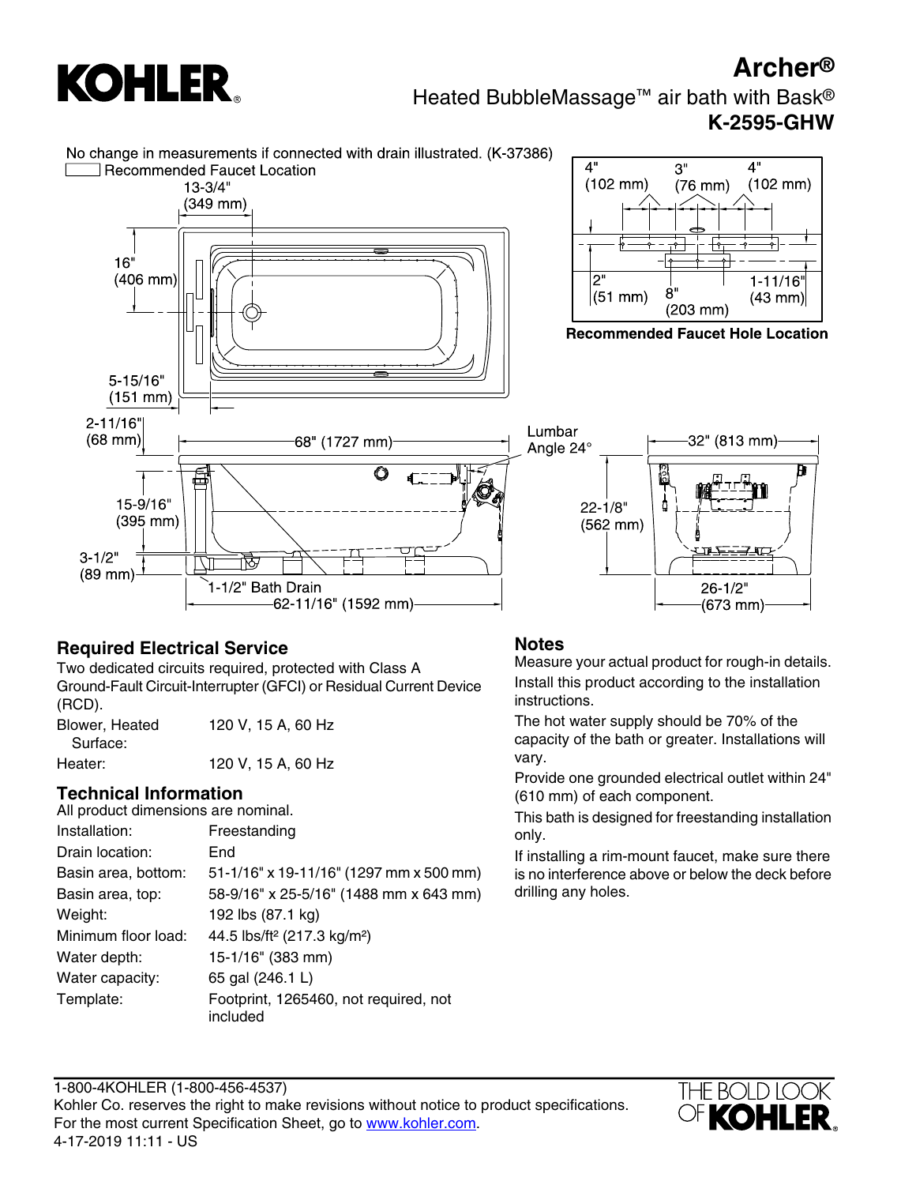# Archer®

Heated BubbleMassage™ air bath with Bask®

**K-2595-GHW**

No change in measurements if connected with drain illustrated. (K-37386)

Recommended Faucet Location

13-3/4" (349 mm)

16" (406 mm)

5-15/16" (151 mm)

2-11/16" (68 mm)

68" (1727 mm)

Lumbar Angle 24°

15-9/16" (395 mm)

3-1/2" (89 mm)

1-1/2" Bath Drain

62-11/16" (1592 mm)

4" (102 mm)

3" (76 mm)

4" (102 mm)

2" (51 mm)

8" (203 mm)

1-11/16" (43 mm)

**Recommended Faucet Hole Location**

32" (813 mm)

22-1/8" (562 mm)

26-1/2" (673 mm)

## Required Electrical Service

Two dedicated circuits required, protected with Class A Ground-Fault Circuit-Interrupter (GFCI) or Residual Current Device (RCD).

| | |
|---|---|
| Blower, Heated Surface: | 120 V, 15 A, 60 Hz |
| Heater: | 120 V, 15 A, 60 Hz |

## Technical Information

All product dimensions are nominal.

| | |
|---|---|
| Installation: | Freestanding |
| Drain location: | End |
| Basin area, bottom: | 51-1/16" x 19-11/16" (1297 mm x 500 mm) |
| Basin area, top: | 58-9/16" x 25-5/16" (1488 mm x 643 mm) |
| Weight: | 192 lbs (87.1 kg) |
| Minimum floor load: | 44.5 lbs/ft² (217.3 kg/m²) |
| Water depth: | 15-1/16" (383 mm) |
| Water capacity: | 65 gal (246.1 L) |
| Template: | Footprint, 1265460, not required, not included |

## Notes

Measure your actual product for rough-in details.

Install this product according to the installation instructions.

The hot water supply should be 70% of the capacity of the bath or greater. Installations will vary.

Provide one grounded electrical outlet within 24" (610 mm) of each component.

This bath is designed for freestanding installation only.

If installing a rim-mount faucet, make sure there is no interference above or below the deck before drilling any holes.

1-800-4KOHLER (1-800-456-4537)

Kohler Co. reserves the right to make revisions without notice to product specifications.

For the most current Specification Sheet, go to www.kohler.com.

4-17-2019 11:11 - US